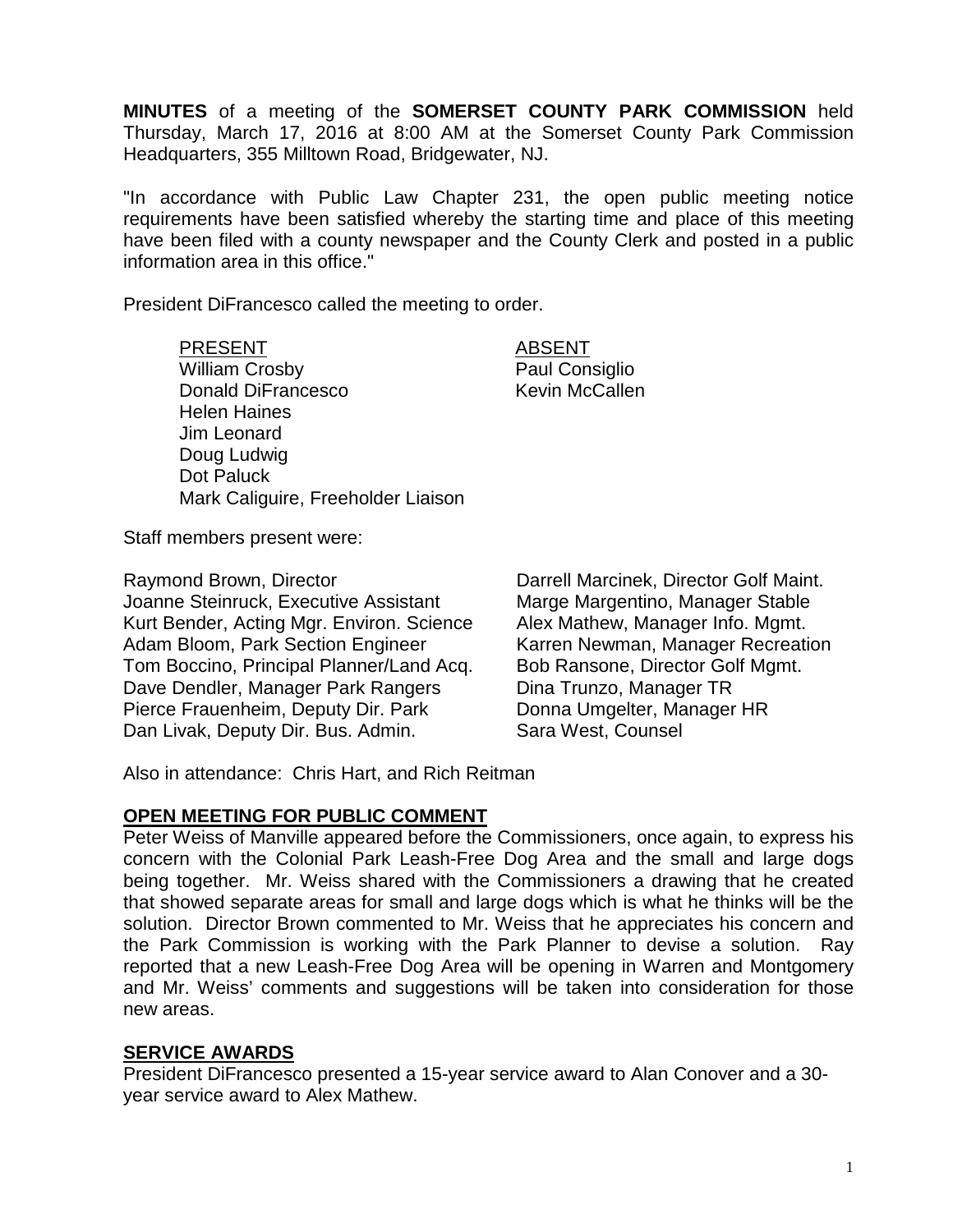**MINUTES** of a meeting of the **SOMERSET COUNTY PARK COMMISSION** held Thursday, March 17, 2016 at 8:00 AM at the Somerset County Park Commission Headquarters, 355 Milltown Road, Bridgewater, NJ.

"In accordance with Public Law Chapter 231, the open public meeting notice requirements have been satisfied whereby the starting time and place of this meeting have been filed with a county newspaper and the County Clerk and posted in a public information area in this office."

President DiFrancesco called the meeting to order.

| PRESENT | ABSENT |
|---|---|
| William Crosby | Paul Consiglio |
| Donald DiFrancesco | Kevin McCallen |
| Helen Haines | |
| Jim Leonard | |
| Doug Ludwig | |
| Dot Paluck | |
| Mark Caliguire, Freeholder Liaison | |

Staff members present were:

| | |
|---|---|
| Raymond Brown, Director | Darrell Marcinek, Director Golf Maint. |
| Joanne Steinruck, Executive Assistant | Marge Margentino, Manager Stable |
| Kurt Bender, Acting Mgr. Environ. Science | Alex Mathew, Manager Info. Mgmt. |
| Adam Bloom, Park Section Engineer | Karren Newman, Manager Recreation |
| Tom Boccino, Principal Planner/Land Acq. | Bob Ransone, Director Golf Mgmt. |
| Dave Dendler, Manager Park Rangers | Dina Trunzo, Manager TR |
| Pierce Frauenheim, Deputy Dir. Park | Donna Umgelter, Manager HR |
| Dan Livak, Deputy Dir. Bus. Admin. | Sara West, Counsel |

Also in attendance: Chris Hart, and Rich Reitman

## OPEN MEETING FOR PUBLIC COMMENT

Peter Weiss of Manville appeared before the Commissioners, once again, to express his concern with the Colonial Park Leash-Free Dog Area and the small and large dogs being together. Mr. Weiss shared with the Commissioners a drawing that he created that showed separate areas for small and large dogs which is what he thinks will be the solution. Director Brown commented to Mr. Weiss that he appreciates his concern and the Park Commission is working with the Park Planner to devise a solution. Ray reported that a new Leash-Free Dog Area will be opening in Warren and Montgomery and Mr. Weiss' comments and suggestions will be taken into consideration for those new areas.

## SERVICE AWARDS

President DiFrancesco presented a 15-year service award to Alan Conover and a 30-year service award to Alex Mathew.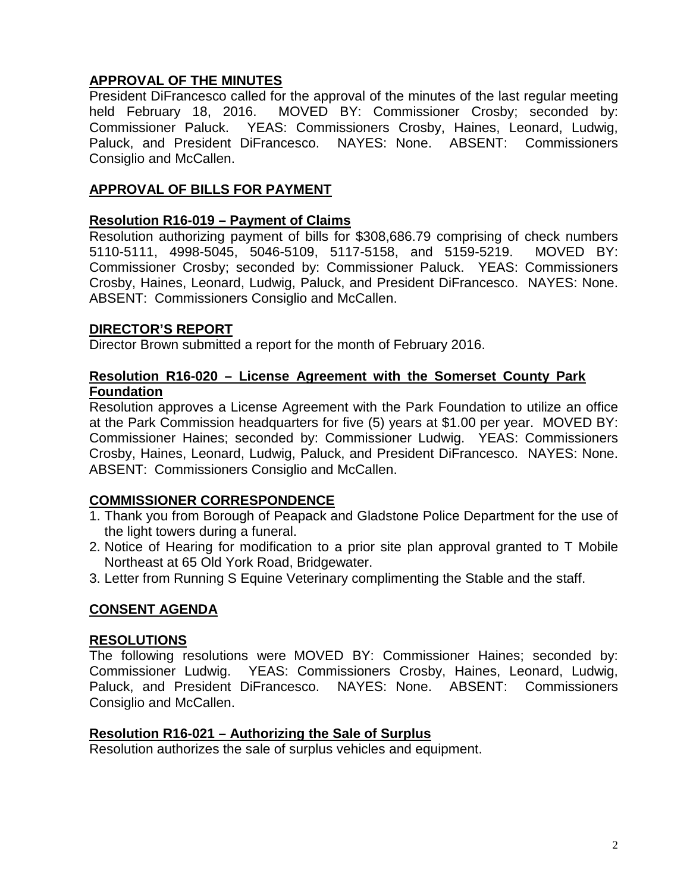## APPROVAL OF THE MINUTES

President DiFrancesco called for the approval of the minutes of the last regular meeting held February 18, 2016. MOVED BY: Commissioner Crosby; seconded by: Commissioner Paluck. YEAS: Commissioners Crosby, Haines, Leonard, Ludwig, Paluck, and President DiFrancesco. NAYES: None. ABSENT: Commissioners Consiglio and McCallen.

## APPROVAL OF BILLS FOR PAYMENT

### Resolution R16-019 – Payment of Claims

Resolution authorizing payment of bills for $308,686.79 comprising of check numbers 5110-5111, 4998-5045, 5046-5109, 5117-5158, and 5159-5219. MOVED BY: Commissioner Crosby; seconded by: Commissioner Paluck. YEAS: Commissioners Crosby, Haines, Leonard, Ludwig, Paluck, and President DiFrancesco. NAYES: None. ABSENT: Commissioners Consiglio and McCallen.

## DIRECTOR'S REPORT

Director Brown submitted a report for the month of February 2016.

### Resolution R16-020 – License Agreement with the Somerset County Park Foundation

Resolution approves a License Agreement with the Park Foundation to utilize an office at the Park Commission headquarters for five (5) years at $1.00 per year. MOVED BY: Commissioner Haines; seconded by: Commissioner Ludwig. YEAS: Commissioners Crosby, Haines, Leonard, Ludwig, Paluck, and President DiFrancesco. NAYES: None. ABSENT: Commissioners Consiglio and McCallen.

## COMMISSIONER CORRESPONDENCE

1. Thank you from Borough of Peapack and Gladstone Police Department for the use of the light towers during a funeral.
2. Notice of Hearing for modification to a prior site plan approval granted to T Mobile Northeast at 65 Old York Road, Bridgewater.
3. Letter from Running S Equine Veterinary complimenting the Stable and the staff.

## CONSENT AGENDA

## RESOLUTIONS

The following resolutions were MOVED BY: Commissioner Haines; seconded by: Commissioner Ludwig. YEAS: Commissioners Crosby, Haines, Leonard, Ludwig, Paluck, and President DiFrancesco. NAYES: None. ABSENT: Commissioners Consiglio and McCallen.

### Resolution R16-021 – Authorizing the Sale of Surplus

Resolution authorizes the sale of surplus vehicles and equipment.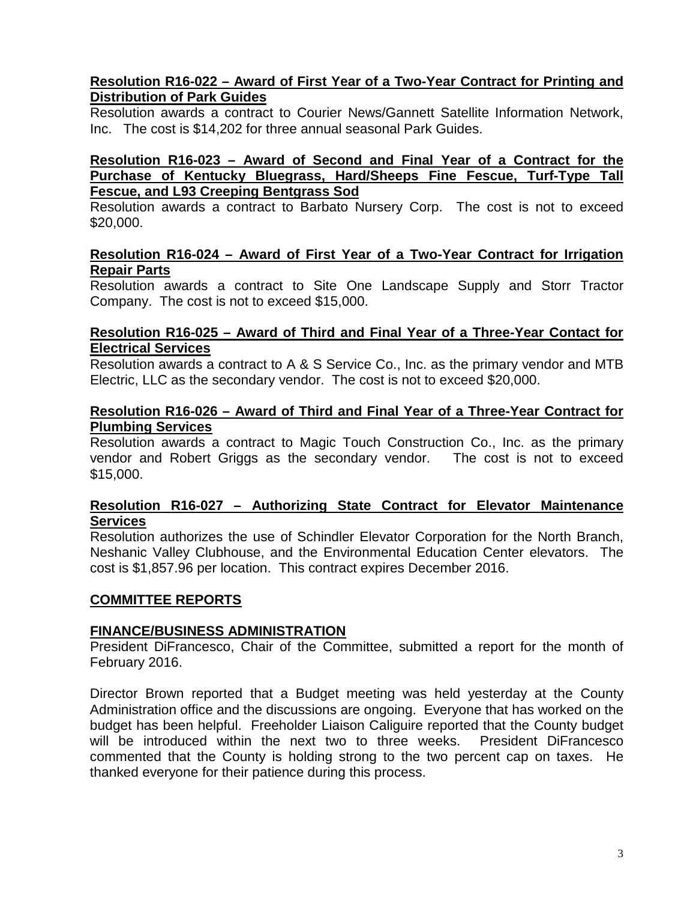**Resolution R16-022 – Award of First Year of a Two-Year Contract for Printing and Distribution of Park Guides**

Resolution awards a contract to Courier News/Gannett Satellite Information Network, Inc. The cost is $14,202 for three annual seasonal Park Guides.

**Resolution R16-023 – Award of Second and Final Year of a Contract for the Purchase of Kentucky Bluegrass, Hard/Sheeps Fine Fescue, Turf-Type Tall Fescue, and L93 Creeping Bentgrass Sod**

Resolution awards a contract to Barbato Nursery Corp. The cost is not to exceed $20,000.

**Resolution R16-024 – Award of First Year of a Two-Year Contract for Irrigation Repair Parts**

Resolution awards a contract to Site One Landscape Supply and Storr Tractor Company. The cost is not to exceed $15,000.

**Resolution R16-025 – Award of Third and Final Year of a Three-Year Contact for Electrical Services**

Resolution awards a contract to A & S Service Co., Inc. as the primary vendor and MTB Electric, LLC as the secondary vendor. The cost is not to exceed $20,000.

**Resolution R16-026 – Award of Third and Final Year of a Three-Year Contract for Plumbing Services**

Resolution awards a contract to Magic Touch Construction Co., Inc. as the primary vendor and Robert Griggs as the secondary vendor. The cost is not to exceed $15,000.

**Resolution R16-027 – Authorizing State Contract for Elevator Maintenance Services**

Resolution authorizes the use of Schindler Elevator Corporation for the North Branch, Neshanic Valley Clubhouse, and the Environmental Education Center elevators. The cost is $1,857.96 per location. This contract expires December 2016.

## COMMITTEE REPORTS

### FINANCE/BUSINESS ADMINISTRATION

President DiFrancesco, Chair of the Committee, submitted a report for the month of February 2016.

Director Brown reported that a Budget meeting was held yesterday at the County Administration office and the discussions are ongoing. Everyone that has worked on the budget has been helpful. Freeholder Liaison Caliguire reported that the County budget will be introduced within the next two to three weeks. President DiFrancesco commented that the County is holding strong to the two percent cap on taxes. He thanked everyone for their patience during this process.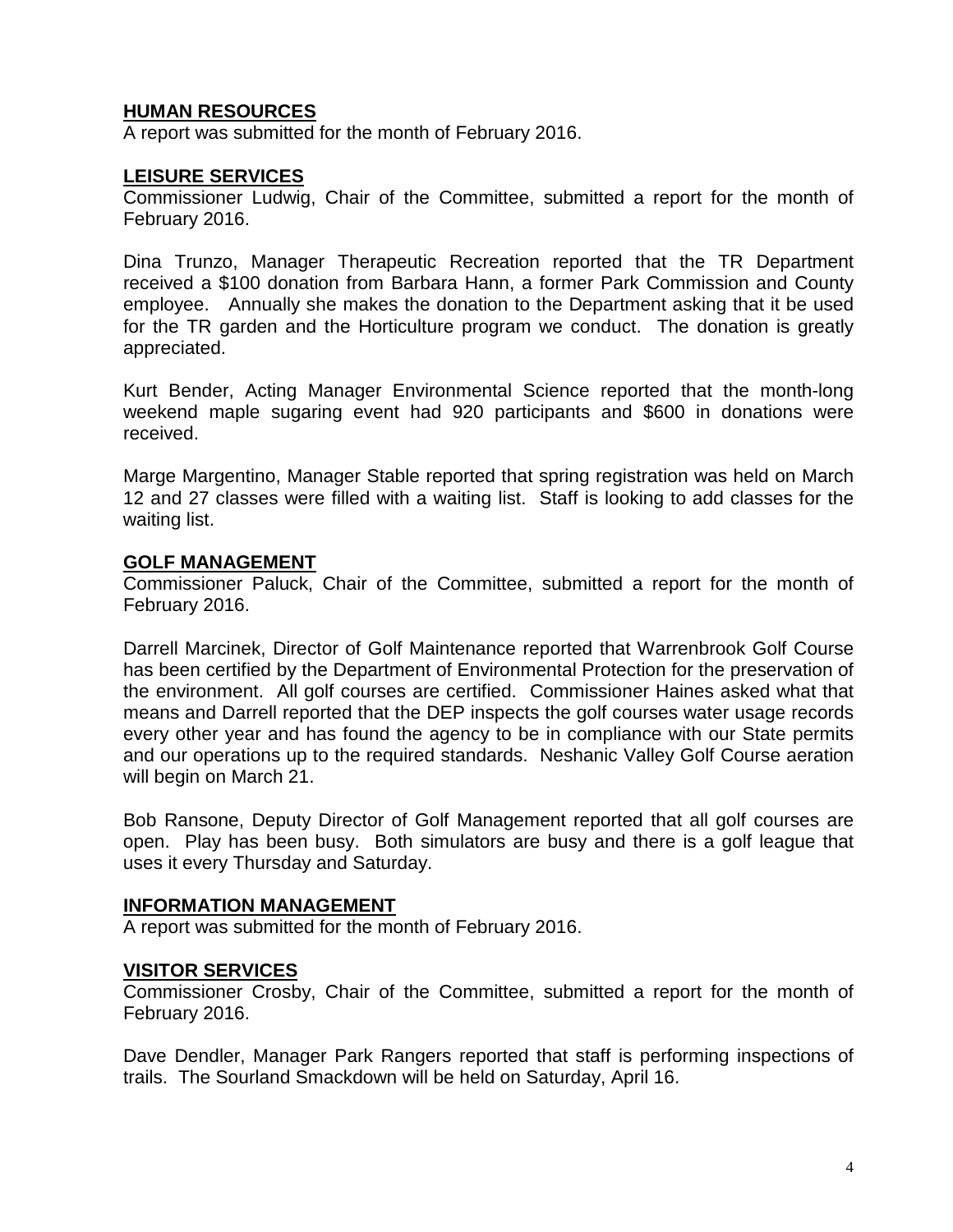## HUMAN RESOURCES

A report was submitted for the month of February 2016.

## LEISURE SERVICES

Commissioner Ludwig, Chair of the Committee, submitted a report for the month of February 2016.

Dina Trunzo, Manager Therapeutic Recreation reported that the TR Department received a $100 donation from Barbara Hann, a former Park Commission and County employee. Annually she makes the donation to the Department asking that it be used for the TR garden and the Horticulture program we conduct. The donation is greatly appreciated.

Kurt Bender, Acting Manager Environmental Science reported that the month-long weekend maple sugaring event had 920 participants and $600 in donations were received.

Marge Margentino, Manager Stable reported that spring registration was held on March 12 and 27 classes were filled with a waiting list. Staff is looking to add classes for the waiting list.

## GOLF MANAGEMENT

Commissioner Paluck, Chair of the Committee, submitted a report for the month of February 2016.

Darrell Marcinek, Director of Golf Maintenance reported that Warrenbrook Golf Course has been certified by the Department of Environmental Protection for the preservation of the environment. All golf courses are certified. Commissioner Haines asked what that means and Darrell reported that the DEP inspects the golf courses water usage records every other year and has found the agency to be in compliance with our State permits and our operations up to the required standards. Neshanic Valley Golf Course aeration will begin on March 21.

Bob Ransone, Deputy Director of Golf Management reported that all golf courses are open. Play has been busy. Both simulators are busy and there is a golf league that uses it every Thursday and Saturday.

## INFORMATION MANAGEMENT

A report was submitted for the month of February 2016.

## VISITOR SERVICES

Commissioner Crosby, Chair of the Committee, submitted a report for the month of February 2016.

Dave Dendler, Manager Park Rangers reported that staff is performing inspections of trails. The Sourland Smackdown will be held on Saturday, April 16.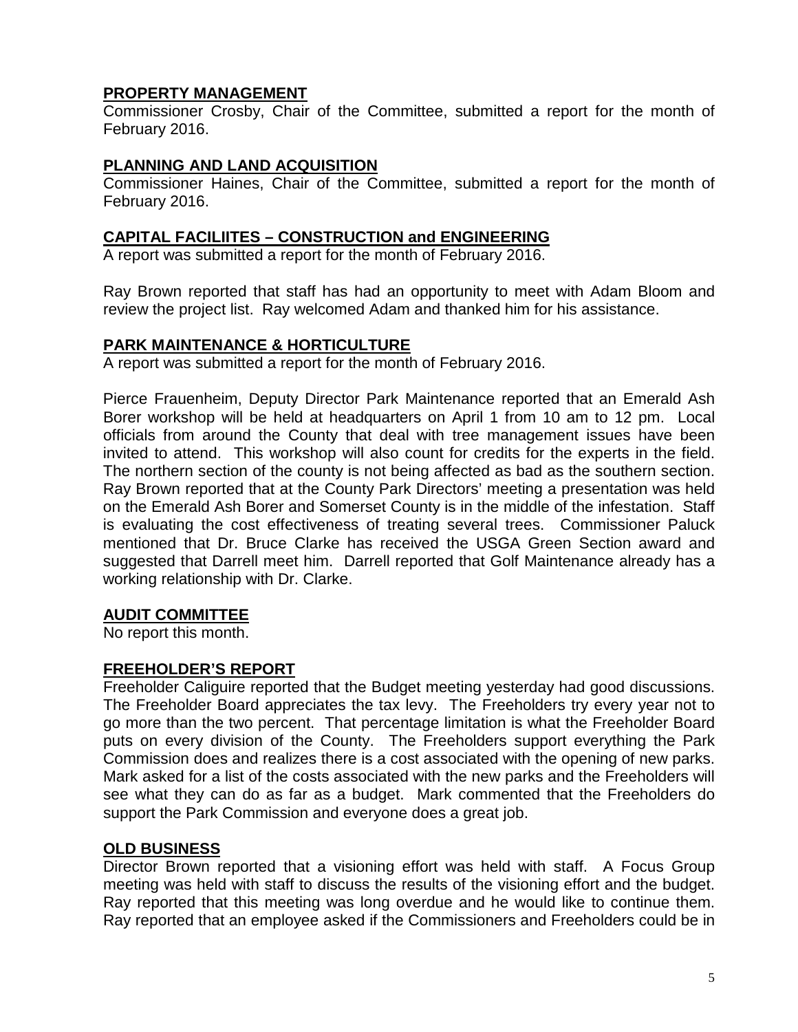## PROPERTY MANAGEMENT

Commissioner Crosby, Chair of the Committee, submitted a report for the month of February 2016.

## PLANNING AND LAND ACQUISITION

Commissioner Haines, Chair of the Committee, submitted a report for the month of February 2016.

## CAPITAL FACILIITES – CONSTRUCTION and ENGINEERING

A report was submitted a report for the month of February 2016.

Ray Brown reported that staff has had an opportunity to meet with Adam Bloom and review the project list. Ray welcomed Adam and thanked him for his assistance.

## PARK MAINTENANCE & HORTICULTURE

A report was submitted a report for the month of February 2016.

Pierce Frauenheim, Deputy Director Park Maintenance reported that an Emerald Ash Borer workshop will be held at headquarters on April 1 from 10 am to 12 pm. Local officials from around the County that deal with tree management issues have been invited to attend. This workshop will also count for credits for the experts in the field. The northern section of the county is not being affected as bad as the southern section. Ray Brown reported that at the County Park Directors' meeting a presentation was held on the Emerald Ash Borer and Somerset County is in the middle of the infestation. Staff is evaluating the cost effectiveness of treating several trees. Commissioner Paluck mentioned that Dr. Bruce Clarke has received the USGA Green Section award and suggested that Darrell meet him. Darrell reported that Golf Maintenance already has a working relationship with Dr. Clarke.

## AUDIT COMMITTEE

No report this month.

## FREEHOLDER'S REPORT

Freeholder Caliguire reported that the Budget meeting yesterday had good discussions. The Freeholder Board appreciates the tax levy. The Freeholders try every year not to go more than the two percent. That percentage limitation is what the Freeholder Board puts on every division of the County. The Freeholders support everything the Park Commission does and realizes there is a cost associated with the opening of new parks. Mark asked for a list of the costs associated with the new parks and the Freeholders will see what they can do as far as a budget. Mark commented that the Freeholders do support the Park Commission and everyone does a great job.

## OLD BUSINESS

Director Brown reported that a visioning effort was held with staff. A Focus Group meeting was held with staff to discuss the results of the visioning effort and the budget. Ray reported that this meeting was long overdue and he would like to continue them. Ray reported that an employee asked if the Commissioners and Freeholders could be in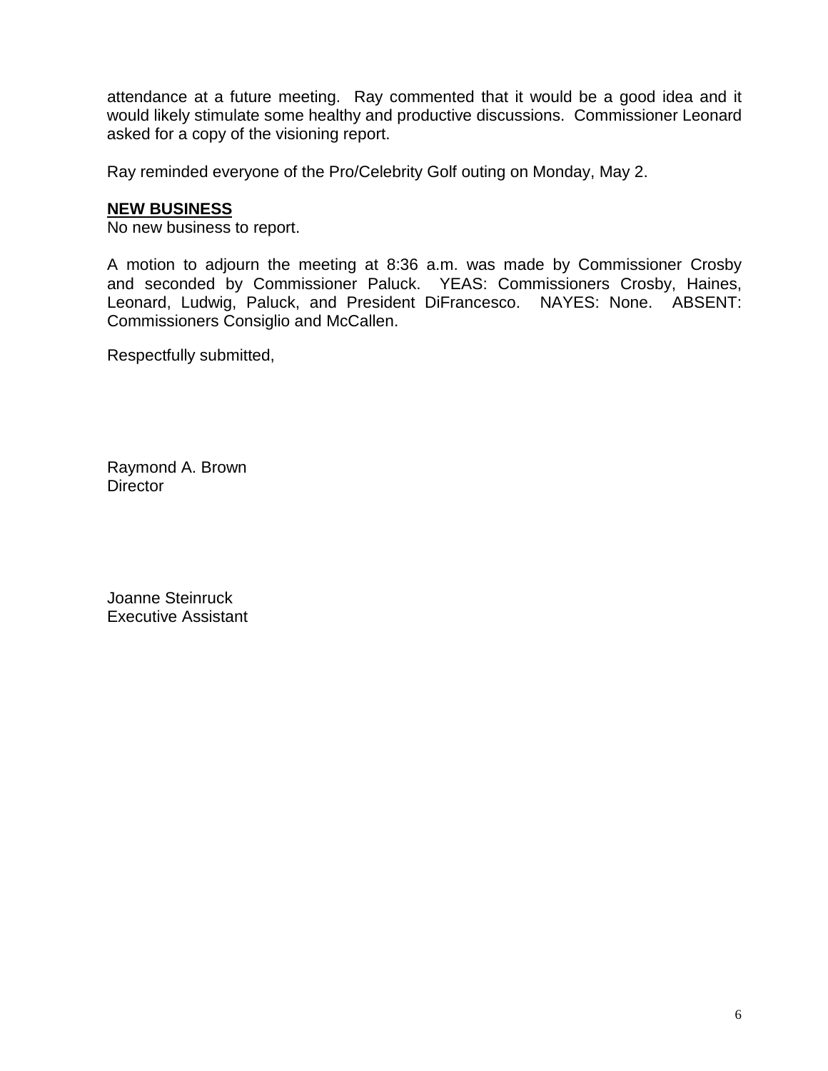attendance at a future meeting. Ray commented that it would be a good idea and it would likely stimulate some healthy and productive discussions. Commissioner Leonard asked for a copy of the visioning report.

Ray reminded everyone of the Pro/Celebrity Golf outing on Monday, May 2.

**NEW BUSINESS**

No new business to report.

A motion to adjourn the meeting at 8:36 a.m. was made by Commissioner Crosby and seconded by Commissioner Paluck. YEAS: Commissioners Crosby, Haines, Leonard, Ludwig, Paluck, and President DiFrancesco. NAYES: None. ABSENT: Commissioners Consiglio and McCallen.

Respectfully submitted,

Raymond A. Brown
Director

Joanne Steinruck
Executive Assistant